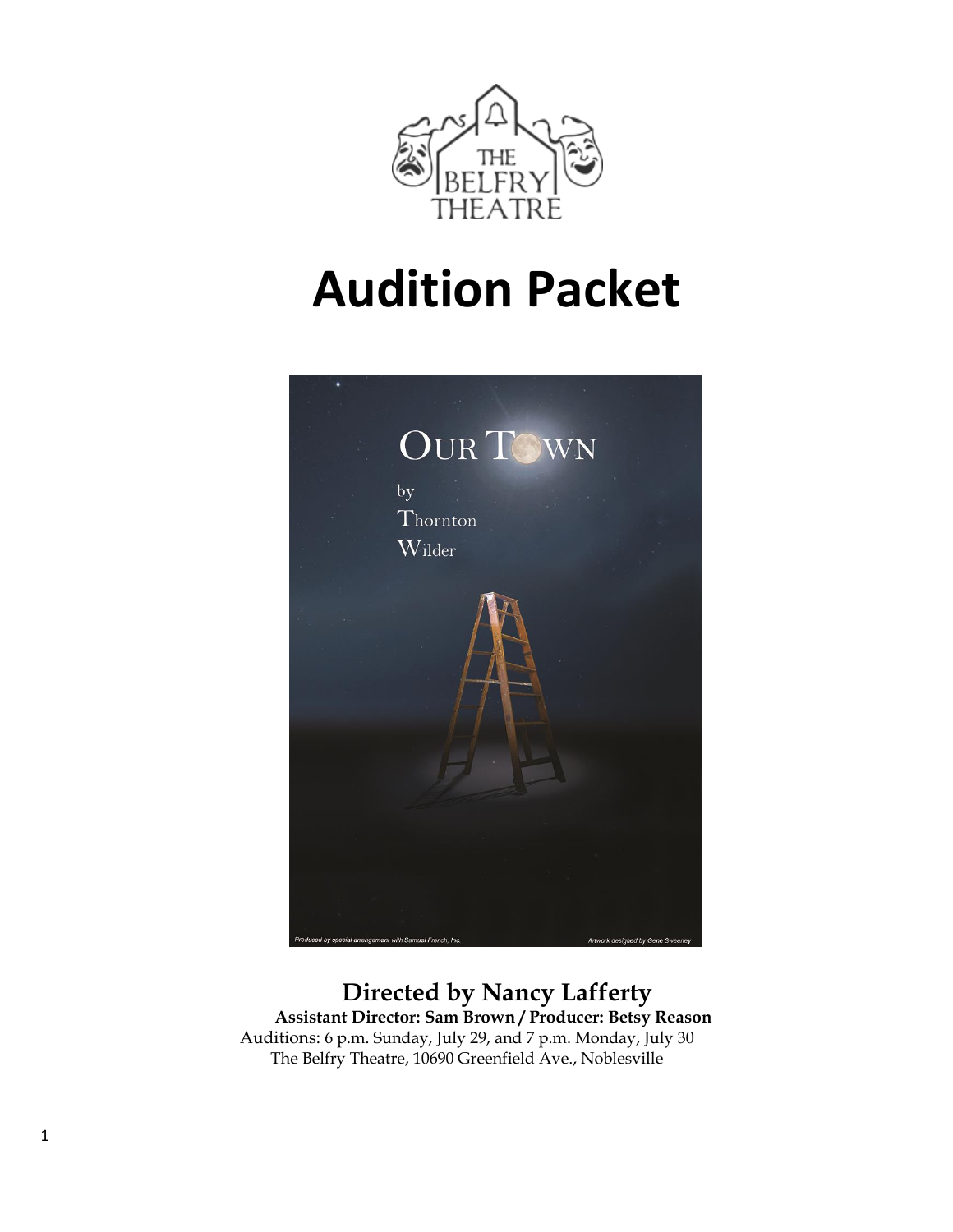THE BELFRY THEATRE

# Audition Packet

OUR TOWN

by

Thornton

Wilder

*Produced by special arrangement with Samuel French, Inc.*

*Artwork designed by Gene Sweeney*

## Directed by Nancy Lafferty

**Assistant Director: Sam Brown / Producer: Betsy Reason**

Auditions: 6 p.m. Sunday, July 29, and 7 p.m. Monday, July 30

The Belfry Theatre, 10690 Greenfield Ave., Noblesville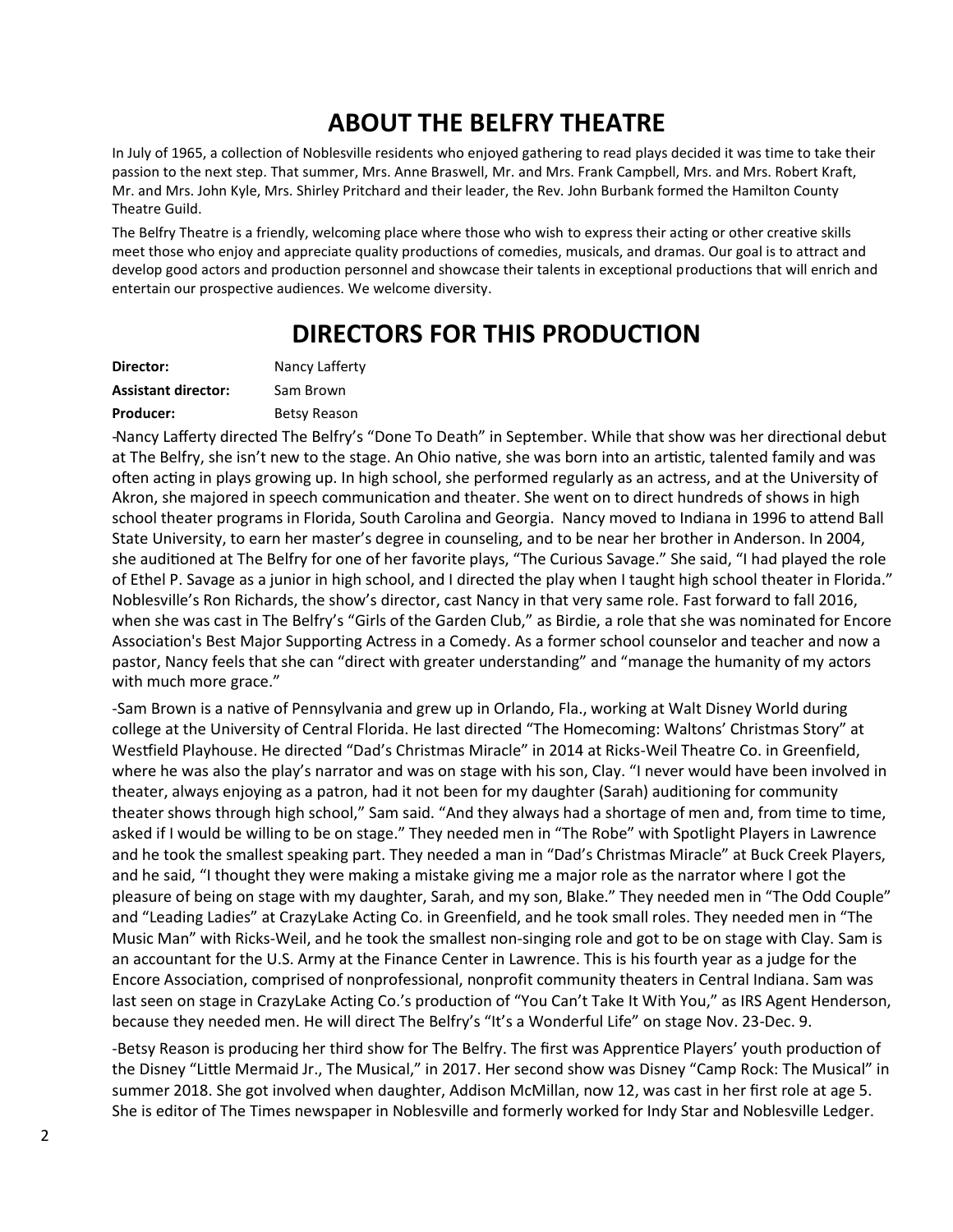# ABOUT THE BELFRY THEATRE

In July of 1965, a collection of Noblesville residents who enjoyed gathering to read plays decided it was time to take their passion to the next step. That summer, Mrs. Anne Braswell, Mr. and Mrs. Frank Campbell, Mrs. and Mrs. Robert Kraft, Mr. and Mrs. John Kyle, Mrs. Shirley Pritchard and their leader, the Rev. John Burbank formed the Hamilton County Theatre Guild.

The Belfry Theatre is a friendly, welcoming place where those who wish to express their acting or other creative skills meet those who enjoy and appreciate quality productions of comedies, musicals, and dramas. Our goal is to attract and develop good actors and production personnel and showcase their talents in exceptional productions that will enrich and entertain our prospective audiences. We welcome diversity.

# DIRECTORS FOR THIS PRODUCTION

**Director:** Nancy Lafferty

**Assistant director:** Sam Brown

**Producer:** Betsy Reason

-Nancy Lafferty directed The Belfry's "Done To Death" in September. While that show was her directional debut at The Belfry, she isn't new to the stage. An Ohio native, she was born into an artistic, talented family and was often acting in plays growing up. In high school, she performed regularly as an actress, and at the University of Akron, she majored in speech communication and theater. She went on to direct hundreds of shows in high school theater programs in Florida, South Carolina and Georgia. Nancy moved to Indiana in 1996 to attend Ball State University, to earn her master's degree in counseling, and to be near her brother in Anderson. In 2004, she auditioned at The Belfry for one of her favorite plays, "The Curious Savage." She said, "I had played the role of Ethel P. Savage as a junior in high school, and I directed the play when I taught high school theater in Florida." Noblesville's Ron Richards, the show's director, cast Nancy in that very same role. Fast forward to fall 2016, when she was cast in The Belfry's "Girls of the Garden Club," as Birdie, a role that she was nominated for Encore Association's Best Major Supporting Actress in a Comedy. As a former school counselor and teacher and now a pastor, Nancy feels that she can "direct with greater understanding" and "manage the humanity of my actors with much more grace."

-Sam Brown is a native of Pennsylvania and grew up in Orlando, Fla., working at Walt Disney World during college at the University of Central Florida. He last directed "The Homecoming: Waltons' Christmas Story" at Westfield Playhouse. He directed "Dad's Christmas Miracle" in 2014 at Ricks-Weil Theatre Co. in Greenfield, where he was also the play's narrator and was on stage with his son, Clay. "I never would have been involved in theater, always enjoying as a patron, had it not been for my daughter (Sarah) auditioning for community theater shows through high school," Sam said. "And they always had a shortage of men and, from time to time, asked if I would be willing to be on stage." They needed men in "The Robe" with Spotlight Players in Lawrence and he took the smallest speaking part. They needed a man in "Dad's Christmas Miracle" at Buck Creek Players, and he said, "I thought they were making a mistake giving me a major role as the narrator where I got the pleasure of being on stage with my daughter, Sarah, and my son, Blake." They needed men in "The Odd Couple" and "Leading Ladies" at CrazyLake Acting Co. in Greenfield, and he took small roles. They needed men in "The Music Man" with Ricks-Weil, and he took the smallest non-singing role and got to be on stage with Clay. Sam is an accountant for the U.S. Army at the Finance Center in Lawrence. This is his fourth year as a judge for the Encore Association, comprised of nonprofessional, nonprofit community theaters in Central Indiana. Sam was last seen on stage in CrazyLake Acting Co.'s production of "You Can't Take It With You," as IRS Agent Henderson, because they needed men. He will direct The Belfry's "It's a Wonderful Life" on stage Nov. 23-Dec. 9.

-Betsy Reason is producing her third show for The Belfry. The first was Apprentice Players' youth production of the Disney "Little Mermaid Jr., The Musical," in 2017. Her second show was Disney "Camp Rock: The Musical" in summer 2018. She got involved when daughter, Addison McMillan, now 12, was cast in her first role at age 5. She is editor of The Times newspaper in Noblesville and formerly worked for Indy Star and Noblesville Ledger.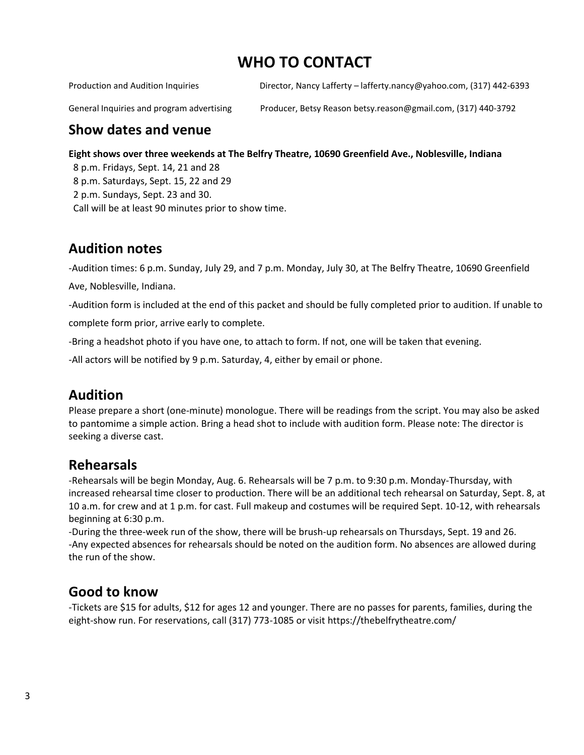# WHO TO CONTACT

| | |
|---|---|
| Production and Audition Inquiries | Director, Nancy Lafferty – lafferty.nancy@yahoo.com, (317) 442-6393 |
| General Inquiries and program advertising | Producer, Betsy Reason betsy.reason@gmail.com, (317) 440-3792 |

## Show dates and venue

**Eight shows over three weekends at The Belfry Theatre, 10690 Greenfield Ave., Noblesville, Indiana**

8 p.m. Fridays, Sept. 14, 21 and 28
8 p.m. Saturdays, Sept. 15, 22 and 29
2 p.m. Sundays, Sept. 23 and 30.
Call will be at least 90 minutes prior to show time.

## Audition notes

-Audition times: 6 p.m. Sunday, July 29, and 7 p.m. Monday, July 30, at The Belfry Theatre, 10690 Greenfield Ave, Noblesville, Indiana.

-Audition form is included at the end of this packet and should be fully completed prior to audition. If unable to complete form prior, arrive early to complete.

-Bring a headshot photo if you have one, to attach to form. If not, one will be taken that evening.

-All actors will be notified by 9 p.m. Saturday, 4, either by email or phone.

## Audition

Please prepare a short (one-minute) monologue. There will be readings from the script. You may also be asked to pantomime a simple action. Bring a head shot to include with audition form. Please note: The director is seeking a diverse cast.

## Rehearsals

-Rehearsals will be begin Monday, Aug. 6. Rehearsals will be 7 p.m. to 9:30 p.m. Monday-Thursday, with increased rehearsal time closer to production. There will be an additional tech rehearsal on Saturday, Sept. 8, at 10 a.m. for crew and at 1 p.m. for cast. Full makeup and costumes will be required Sept. 10-12, with rehearsals beginning at 6:30 p.m.

-During the three-week run of the show, there will be brush-up rehearsals on Thursdays, Sept. 19 and 26.

-Any expected absences for rehearsals should be noted on the audition form. No absences are allowed during the run of the show.

## Good to know

-Tickets are $15 for adults, $12 for ages 12 and younger. There are no passes for parents, families, during the eight-show run. For reservations, call (317) 773-1085 or visit https://thebelfrytheatre.com/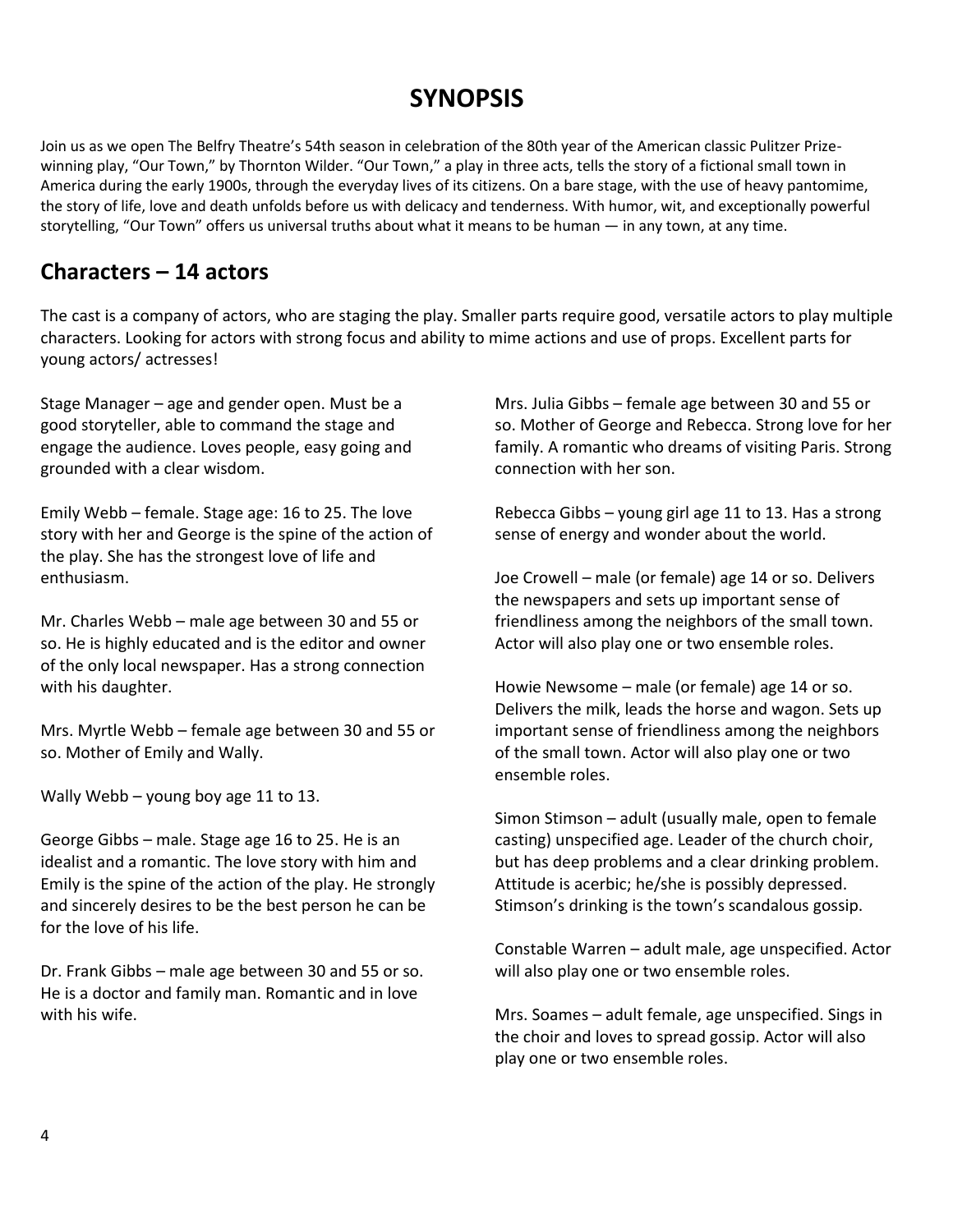# SYNOPSIS

Join us as we open The Belfry Theatre's 54th season in celebration of the 80th year of the American classic Pulitzer Prize-winning play, "Our Town," by Thornton Wilder. "Our Town," a play in three acts, tells the story of a fictional small town in America during the early 1900s, through the everyday lives of its citizens. On a bare stage, with the use of heavy pantomime, the story of life, love and death unfolds before us with delicacy and tenderness. With humor, wit, and exceptionally powerful storytelling, "Our Town" offers us universal truths about what it means to be human — in any town, at any time.

## Characters – 14 actors

The cast is a company of actors, who are staging the play. Smaller parts require good, versatile actors to play multiple characters. Looking for actors with strong focus and ability to mime actions and use of props. Excellent parts for young actors/ actresses!

Stage Manager – age and gender open. Must be a good storyteller, able to command the stage and engage the audience. Loves people, easy going and grounded with a clear wisdom.

Emily Webb – female. Stage age: 16 to 25. The love story with her and George is the spine of the action of the play. She has the strongest love of life and enthusiasm.

Mr. Charles Webb – male age between 30 and 55 or so. He is highly educated and is the editor and owner of the only local newspaper. Has a strong connection with his daughter.

Mrs. Myrtle Webb – female age between 30 and 55 or so. Mother of Emily and Wally.

Wally Webb – young boy age 11 to 13.

George Gibbs – male. Stage age 16 to 25. He is an idealist and a romantic. The love story with him and Emily is the spine of the action of the play. He strongly and sincerely desires to be the best person he can be for the love of his life.

Dr. Frank Gibbs – male age between 30 and 55 or so. He is a doctor and family man. Romantic and in love with his wife.

Mrs. Julia Gibbs – female age between 30 and 55 or so. Mother of George and Rebecca. Strong love for her family. A romantic who dreams of visiting Paris. Strong connection with her son.

Rebecca Gibbs – young girl age 11 to 13. Has a strong sense of energy and wonder about the world.

Joe Crowell – male (or female) age 14 or so. Delivers the newspapers and sets up important sense of friendliness among the neighbors of the small town. Actor will also play one or two ensemble roles.

Howie Newsome – male (or female) age 14 or so. Delivers the milk, leads the horse and wagon. Sets up important sense of friendliness among the neighbors of the small town. Actor will also play one or two ensemble roles.

Simon Stimson – adult (usually male, open to female casting) unspecified age. Leader of the church choir, but has deep problems and a clear drinking problem. Attitude is acerbic; he/she is possibly depressed. Stimson's drinking is the town's scandalous gossip.

Constable Warren – adult male, age unspecified. Actor will also play one or two ensemble roles.

Mrs. Soames – adult female, age unspecified. Sings in the choir and loves to spread gossip. Actor will also play one or two ensemble roles.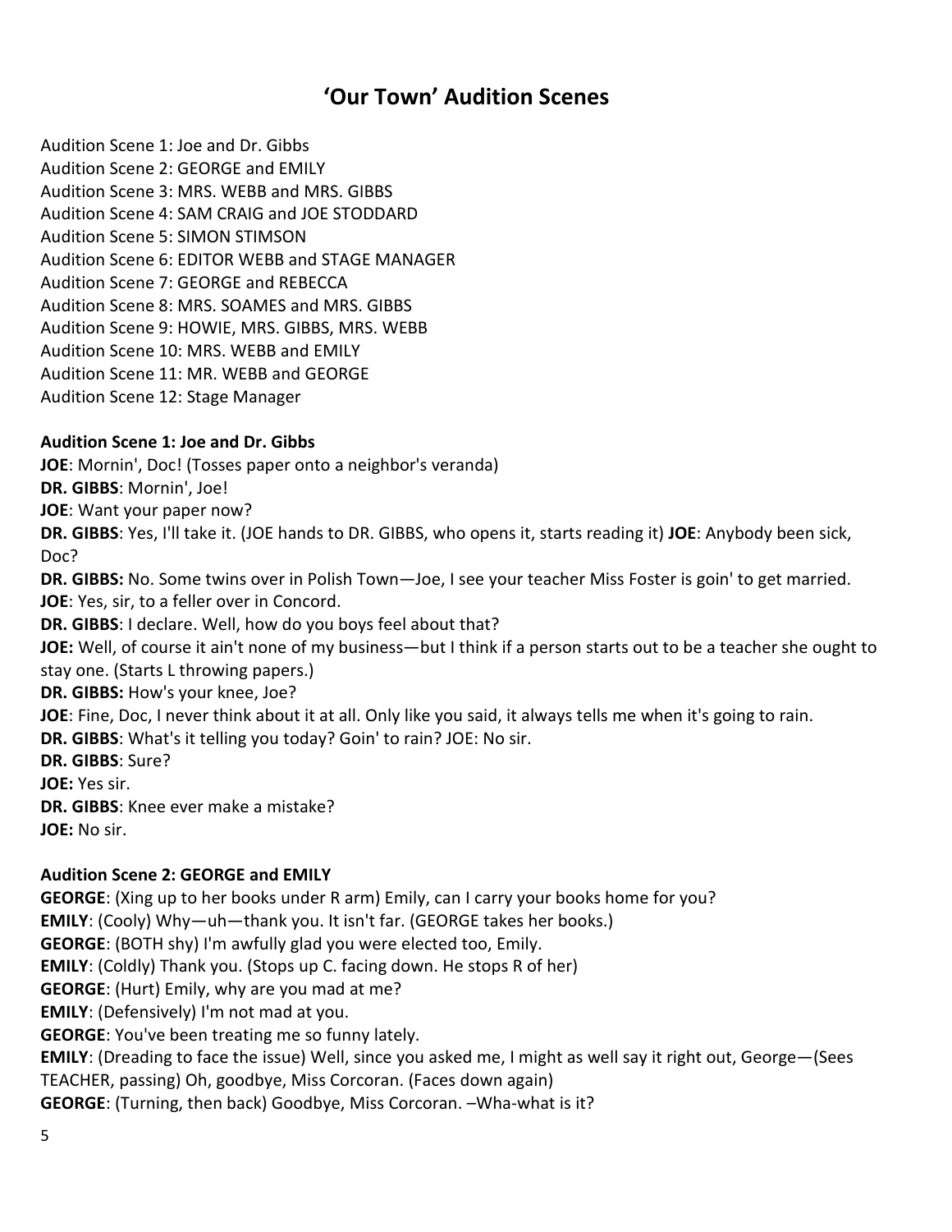# 'Our Town' Audition Scenes

Audition Scene 1: Joe and Dr. Gibbs
Audition Scene 2: GEORGE and EMILY
Audition Scene 3: MRS. WEBB and MRS. GIBBS
Audition Scene 4: SAM CRAIG and JOE STODDARD
Audition Scene 5: SIMON STIMSON
Audition Scene 6: EDITOR WEBB and STAGE MANAGER
Audition Scene 7: GEORGE and REBECCA
Audition Scene 8: MRS. SOAMES and MRS. GIBBS
Audition Scene 9: HOWIE, MRS. GIBBS, MRS. WEBB
Audition Scene 10: MRS. WEBB and EMILY
Audition Scene 11: MR. WEBB and GEORGE
Audition Scene 12: Stage Manager

**Audition Scene 1: Joe and Dr. Gibbs**

**JOE**: Mornin', Doc! (Tosses paper onto a neighbor's veranda)
**DR. GIBBS**: Mornin', Joe!
**JOE**: Want your paper now?
**DR. GIBBS**: Yes, I'll take it. (JOE hands to DR. GIBBS, who opens it, starts reading it) **JOE**: Anybody been sick, Doc?
**DR. GIBBS:** No. Some twins over in Polish Town—Joe, I see your teacher Miss Foster is goin' to get married.
**JOE**: Yes, sir, to a feller over in Concord.
**DR. GIBBS**: I declare. Well, how do you boys feel about that?
**JOE:** Well, of course it ain't none of my business—but I think if a person starts out to be a teacher she ought to stay one. (Starts L throwing papers.)
**DR. GIBBS:** How's your knee, Joe?
**JOE**: Fine, Doc, I never think about it at all. Only like you said, it always tells me when it's going to rain.
**DR. GIBBS**: What's it telling you today? Goin' to rain? JOE: No sir.
**DR. GIBBS**: Sure?
**JOE:** Yes sir.
**DR. GIBBS**: Knee ever make a mistake?
**JOE:** No sir.

**Audition Scene 2: GEORGE and EMILY**

**GEORGE**: (Xing up to her books under R arm) Emily, can I carry your books home for you?
**EMILY**: (Cooly) Why—uh—thank you. It isn't far. (GEORGE takes her books.)
**GEORGE**: (BOTH shy) I'm awfully glad you were elected too, Emily.
**EMILY**: (Coldly) Thank you. (Stops up C. facing down. He stops R of her)
**GEORGE**: (Hurt) Emily, why are you mad at me?
**EMILY**: (Defensively) I'm not mad at you.
**GEORGE**: You've been treating me so funny lately.
**EMILY**: (Dreading to face the issue) Well, since you asked me, I might as well say it right out, George—(Sees TEACHER, passing) Oh, goodbye, Miss Corcoran. (Faces down again)
**GEORGE**: (Turning, then back) Goodbye, Miss Corcoran. –Wha-what is it?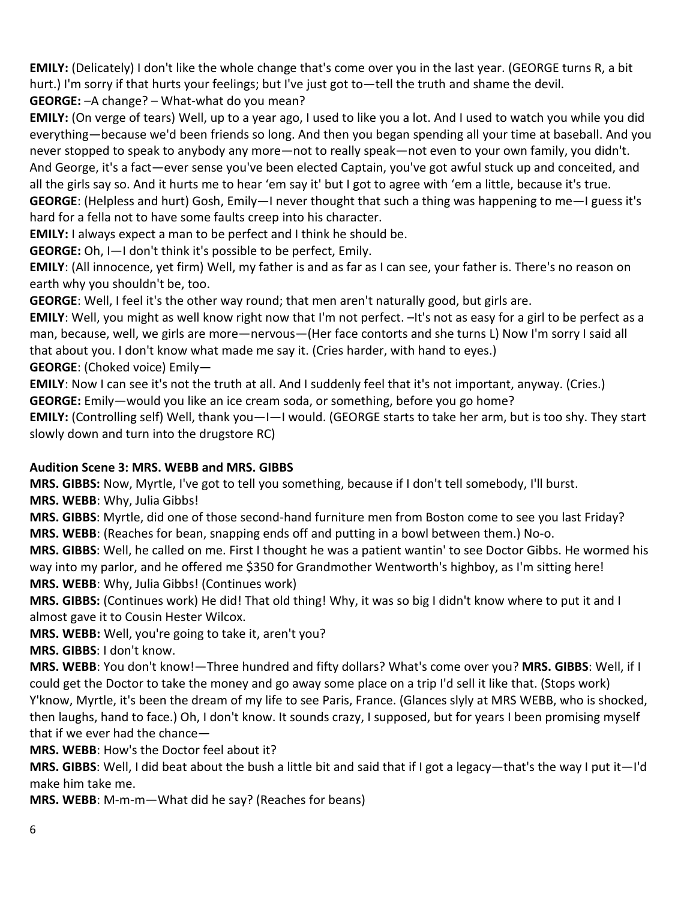**EMILY:** (Delicately) I don't like the whole change that's come over you in the last year. (GEORGE turns R, a bit hurt.) I'm sorry if that hurts your feelings; but I've just got to—tell the truth and shame the devil.

**GEORGE:** –A change? – What-what do you mean?

**EMILY:** (On verge of tears) Well, up to a year ago, I used to like you a lot. And I used to watch you while you did everything—because we'd been friends so long. And then you began spending all your time at baseball. And you never stopped to speak to anybody any more—not to really speak—not even to your own family, you didn't. And George, it's a fact—ever sense you've been elected Captain, you've got awful stuck up and conceited, and all the girls say so. And it hurts me to hear 'em say it' but I got to agree with 'em a little, because it's true.

**GEORGE**: (Helpless and hurt) Gosh, Emily—I never thought that such a thing was happening to me—I guess it's hard for a fella not to have some faults creep into his character.

**EMILY:** I always expect a man to be perfect and I think he should be.

**GEORGE:** Oh, I—I don't think it's possible to be perfect, Emily.

**EMILY**: (All innocence, yet firm) Well, my father is and as far as I can see, your father is. There's no reason on earth why you shouldn't be, too.

**GEORGE**: Well, I feel it's the other way round; that men aren't naturally good, but girls are.

**EMILY**: Well, you might as well know right now that I'm not perfect. –It's not as easy for a girl to be perfect as a man, because, well, we girls are more—nervous—(Her face contorts and she turns L) Now I'm sorry I said all that about you. I don't know what made me say it. (Cries harder, with hand to eyes.)

**GEORGE**: (Choked voice) Emily—

**EMILY**: Now I can see it's not the truth at all. And I suddenly feel that it's not important, anyway. (Cries.)

**GEORGE:** Emily—would you like an ice cream soda, or something, before you go home?

**EMILY:** (Controlling self) Well, thank you—I—I would. (GEORGE starts to take her arm, but is too shy. They start slowly down and turn into the drugstore RC)

**Audition Scene 3: MRS. WEBB and MRS. GIBBS**

**MRS. GIBBS:** Now, Myrtle, I've got to tell you something, because if I don't tell somebody, I'll burst.

**MRS. WEBB**: Why, Julia Gibbs!

**MRS. GIBBS**: Myrtle, did one of those second-hand furniture men from Boston come to see you last Friday?

**MRS. WEBB**: (Reaches for bean, snapping ends off and putting in a bowl between them.) No-o.

**MRS. GIBBS**: Well, he called on me. First I thought he was a patient wantin' to see Doctor Gibbs. He wormed his way into my parlor, and he offered me $350 for Grandmother Wentworth's highboy, as I'm sitting here!

**MRS. WEBB**: Why, Julia Gibbs! (Continues work)

**MRS. GIBBS:** (Continues work) He did! That old thing! Why, it was so big I didn't know where to put it and I almost gave it to Cousin Hester Wilcox.

**MRS. WEBB:** Well, you're going to take it, aren't you?

**MRS. GIBBS**: I don't know.

**MRS. WEBB**: You don't know!—Three hundred and fifty dollars? What's come over you? **MRS. GIBBS**: Well, if I could get the Doctor to take the money and go away some place on a trip I'd sell it like that. (Stops work) Y'know, Myrtle, it's been the dream of my life to see Paris, France. (Glances slyly at MRS WEBB, who is shocked, then laughs, hand to face.) Oh, I don't know. It sounds crazy, I supposed, but for years I been promising myself that if we ever had the chance—

**MRS. WEBB**: How's the Doctor feel about it?

**MRS. GIBBS**: Well, I did beat about the bush a little bit and said that if I got a legacy—that's the way I put it—I'd make him take me.

**MRS. WEBB**: M-m-m—What did he say? (Reaches for beans)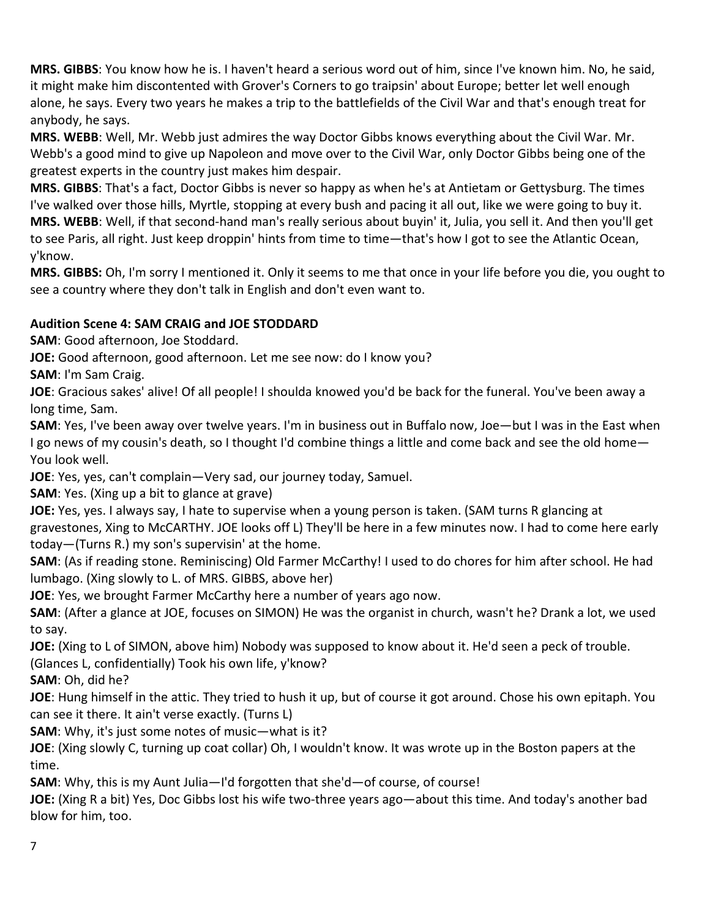**MRS. GIBBS**: You know how he is. I haven't heard a serious word out of him, since I've known him. No, he said, it might make him discontented with Grover's Corners to go traipsin' about Europe; better let well enough alone, he says. Every two years he makes a trip to the battlefields of the Civil War and that's enough treat for anybody, he says.

**MRS. WEBB**: Well, Mr. Webb just admires the way Doctor Gibbs knows everything about the Civil War. Mr. Webb's a good mind to give up Napoleon and move over to the Civil War, only Doctor Gibbs being one of the greatest experts in the country just makes him despair.

**MRS. GIBBS**: That's a fact, Doctor Gibbs is never so happy as when he's at Antietam or Gettysburg. The times I've walked over those hills, Myrtle, stopping at every bush and pacing it all out, like we were going to buy it.

**MRS. WEBB**: Well, if that second-hand man's really serious about buyin' it, Julia, you sell it. And then you'll get to see Paris, all right. Just keep droppin' hints from time to time—that's how I got to see the Atlantic Ocean, y'know.

**MRS. GIBBS:** Oh, I'm sorry I mentioned it. Only it seems to me that once in your life before you die, you ought to see a country where they don't talk in English and don't even want to.

**Audition Scene 4: SAM CRAIG and JOE STODDARD**

**SAM**: Good afternoon, Joe Stoddard.

**JOE:** Good afternoon, good afternoon. Let me see now: do I know you?

**SAM**: I'm Sam Craig.

**JOE**: Gracious sakes' alive! Of all people! I shoulda knowed you'd be back for the funeral. You've been away a long time, Sam.

**SAM**: Yes, I've been away over twelve years. I'm in business out in Buffalo now, Joe—but I was in the East when I go news of my cousin's death, so I thought I'd combine things a little and come back and see the old home—You look well.

**JOE**: Yes, yes, can't complain—Very sad, our journey today, Samuel.

**SAM**: Yes. (Xing up a bit to glance at grave)

**JOE:** Yes, yes. I always say, I hate to supervise when a young person is taken. (SAM turns R glancing at gravestones, Xing to McCARTHY. JOE looks off L) They'll be here in a few minutes now. I had to come here early today—(Turns R.) my son's supervisin' at the home.

**SAM**: (As if reading stone. Reminiscing) Old Farmer McCarthy! I used to do chores for him after school. He had lumbago. (Xing slowly to L. of MRS. GIBBS, above her)

**JOE**: Yes, we brought Farmer McCarthy here a number of years ago now.

**SAM**: (After a glance at JOE, focuses on SIMON) He was the organist in church, wasn't he? Drank a lot, we used to say.

**JOE:** (Xing to L of SIMON, above him) Nobody was supposed to know about it. He'd seen a peck of trouble. (Glances L, confidentially) Took his own life, y'know?

**SAM**: Oh, did he?

**JOE**: Hung himself in the attic. They tried to hush it up, but of course it got around. Chose his own epitaph. You can see it there. It ain't verse exactly. (Turns L)

**SAM**: Why, it's just some notes of music—what is it?

**JOE**: (Xing slowly C, turning up coat collar) Oh, I wouldn't know. It was wrote up in the Boston papers at the time.

**SAM**: Why, this is my Aunt Julia—I'd forgotten that she'd—of course, of course!

**JOE:** (Xing R a bit) Yes, Doc Gibbs lost his wife two-three years ago—about this time. And today's another bad blow for him, too.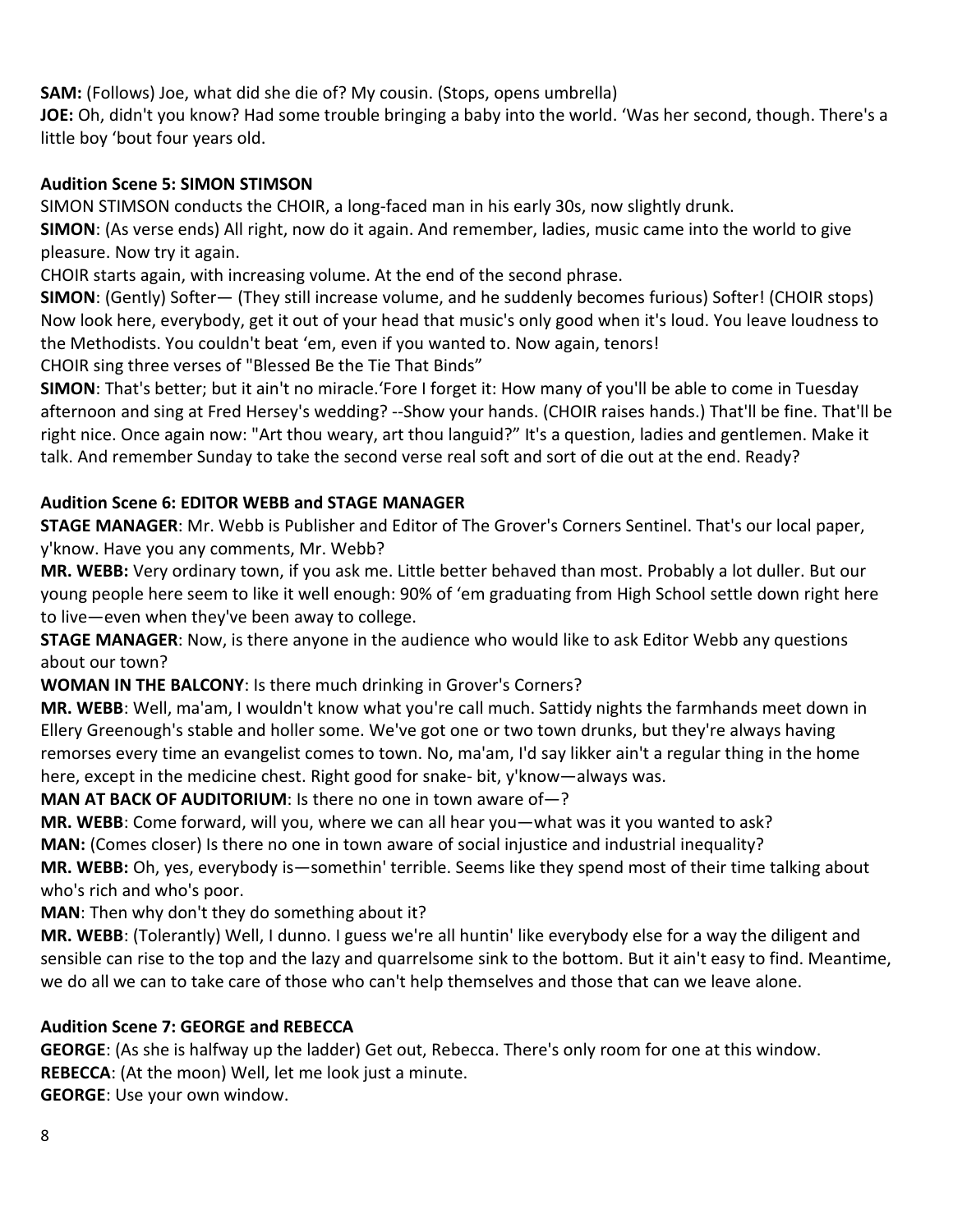**SAM:** (Follows) Joe, what did she die of? My cousin. (Stops, opens umbrella)
**JOE:** Oh, didn't you know? Had some trouble bringing a baby into the world. 'Was her second, though. There's a little boy 'bout four years old.

### Audition Scene 5: SIMON STIMSON

SIMON STIMSON conducts the CHOIR, a long-faced man in his early 30s, now slightly drunk.
**SIMON**: (As verse ends) All right, now do it again. And remember, ladies, music came into the world to give pleasure. Now try it again.
CHOIR starts again, with increasing volume. At the end of the second phrase.
**SIMON**: (Gently) Softer— (They still increase volume, and he suddenly becomes furious) Softer! (CHOIR stops) Now look here, everybody, get it out of your head that music's only good when it's loud. You leave loudness to the Methodists. You couldn't beat 'em, even if you wanted to. Now again, tenors!
CHOIR sing three verses of "Blessed Be the Tie That Binds"
**SIMON**: That's better; but it ain't no miracle.'Fore I forget it: How many of you'll be able to come in Tuesday afternoon and sing at Fred Hersey's wedding? --Show your hands. (CHOIR raises hands.) That'll be fine. That'll be right nice. Once again now: "Art thou weary, art thou languid?" It's a question, ladies and gentlemen. Make it talk. And remember Sunday to take the second verse real soft and sort of die out at the end. Ready?

### Audition Scene 6: EDITOR WEBB and STAGE MANAGER

**STAGE MANAGER**: Mr. Webb is Publisher and Editor of The Grover's Corners Sentinel. That's our local paper, y'know. Have you any comments, Mr. Webb?
**MR. WEBB:** Very ordinary town, if you ask me. Little better behaved than most. Probably a lot duller. But our young people here seem to like it well enough: 90% of 'em graduating from High School settle down right here to live—even when they've been away to college.
**STAGE MANAGER**: Now, is there anyone in the audience who would like to ask Editor Webb any questions about our town?
**WOMAN IN THE BALCONY**: Is there much drinking in Grover's Corners?
**MR. WEBB**: Well, ma'am, I wouldn't know what you're call much. Sattidy nights the farmhands meet down in Ellery Greenough's stable and holler some. We've got one or two town drunks, but they're always having remorses every time an evangelist comes to town. No, ma'am, I'd say likker ain't a regular thing in the home here, except in the medicine chest. Right good for snake- bit, y'know—always was.
**MAN AT BACK OF AUDITORIUM**: Is there no one in town aware of—?
**MR. WEBB**: Come forward, will you, where we can all hear you—what was it you wanted to ask?
**MAN:** (Comes closer) Is there no one in town aware of social injustice and industrial inequality?
**MR. WEBB:** Oh, yes, everybody is—somethin' terrible. Seems like they spend most of their time talking about who's rich and who's poor.
**MAN**: Then why don't they do something about it?
**MR. WEBB**: (Tolerantly) Well, I dunno. I guess we're all huntin' like everybody else for a way the diligent and sensible can rise to the top and the lazy and quarrelsome sink to the bottom. But it ain't easy to find. Meantime, we do all we can to take care of those who can't help themselves and those that can we leave alone.

### Audition Scene 7: GEORGE and REBECCA

**GEORGE**: (As she is halfway up the ladder) Get out, Rebecca. There's only room for one at this window.
**REBECCA**: (At the moon) Well, let me look just a minute.
**GEORGE**: Use your own window.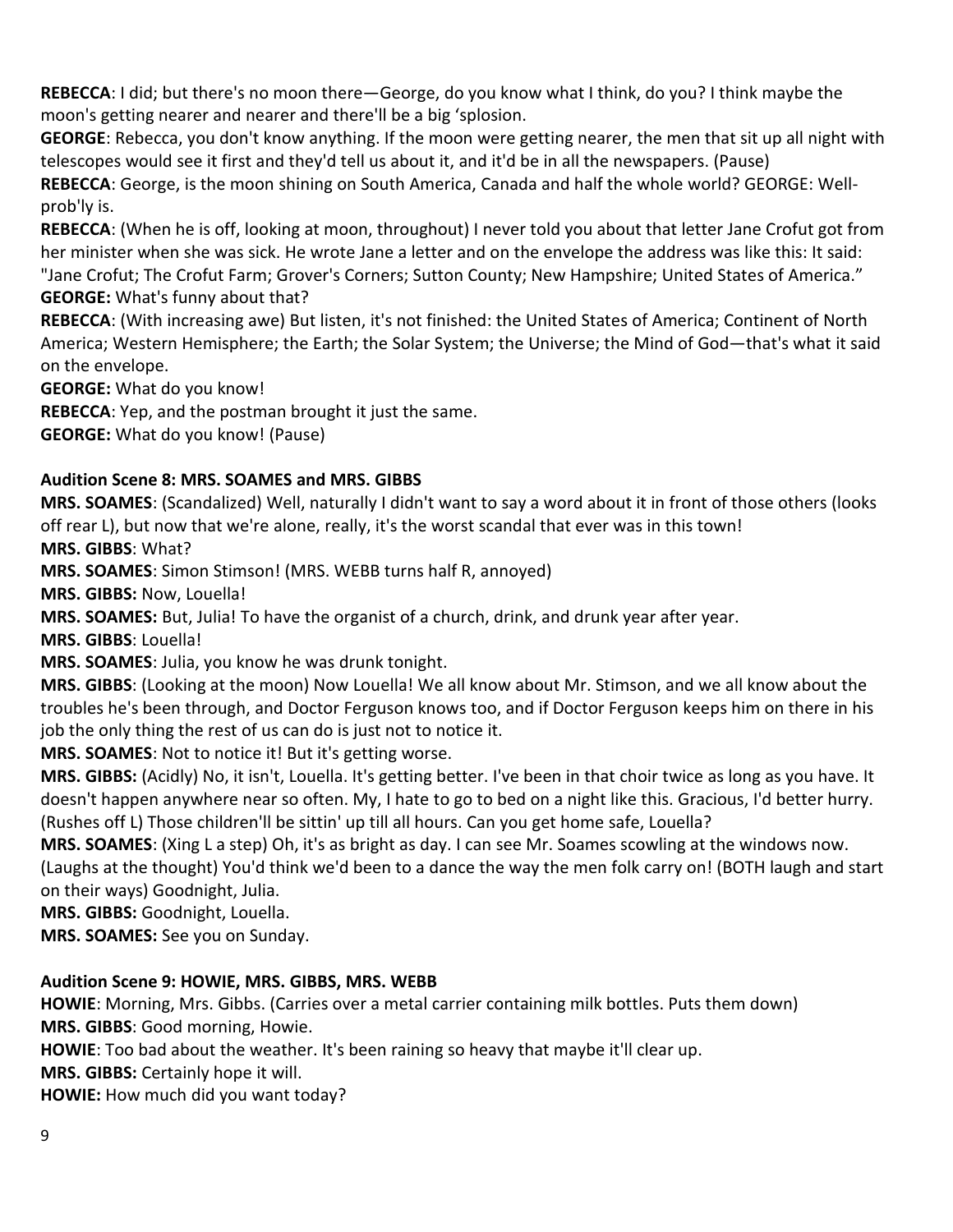**REBECCA**: I did; but there's no moon there—George, do you know what I think, do you? I think maybe the moon's getting nearer and nearer and there'll be a big 'splosion.

**GEORGE**: Rebecca, you don't know anything. If the moon were getting nearer, the men that sit up all night with telescopes would see it first and they'd tell us about it, and it'd be in all the newspapers. (Pause)

**REBECCA**: George, is the moon shining on South America, Canada and half the whole world? GEORGE: Well- prob'ly is.

**REBECCA**: (When he is off, looking at moon, throughout) I never told you about that letter Jane Crofut got from her minister when she was sick. He wrote Jane a letter and on the envelope the address was like this: It said: "Jane Crofut; The Crofut Farm; Grover's Corners; Sutton County; New Hampshire; United States of America."

**GEORGE:** What's funny about that?

**REBECCA**: (With increasing awe) But listen, it's not finished: the United States of America; Continent of North America; Western Hemisphere; the Earth; the Solar System; the Universe; the Mind of God—that's what it said on the envelope.

**GEORGE:** What do you know!

**REBECCA**: Yep, and the postman brought it just the same.

**GEORGE:** What do you know! (Pause)

**Audition Scene 8: MRS. SOAMES and MRS. GIBBS**

**MRS. SOAMES**: (Scandalized) Well, naturally I didn't want to say a word about it in front of those others (looks off rear L), but now that we're alone, really, it's the worst scandal that ever was in this town!

**MRS. GIBBS**: What?

**MRS. SOAMES**: Simon Stimson! (MRS. WEBB turns half R, annoyed)

**MRS. GIBBS:** Now, Louella!

**MRS. SOAMES:** But, Julia! To have the organist of a church, drink, and drunk year after year.

**MRS. GIBBS**: Louella!

**MRS. SOAMES**: Julia, you know he was drunk tonight.

**MRS. GIBBS**: (Looking at the moon) Now Louella! We all know about Mr. Stimson, and we all know about the troubles he's been through, and Doctor Ferguson knows too, and if Doctor Ferguson keeps him on there in his job the only thing the rest of us can do is just not to notice it.

**MRS. SOAMES**: Not to notice it! But it's getting worse.

**MRS. GIBBS:** (Acidly) No, it isn't, Louella. It's getting better. I've been in that choir twice as long as you have. It doesn't happen anywhere near so often. My, I hate to go to bed on a night like this. Gracious, I'd better hurry. (Rushes off L) Those children'll be sittin' up till all hours. Can you get home safe, Louella?

**MRS. SOAMES**: (Xing L a step) Oh, it's as bright as day. I can see Mr. Soames scowling at the windows now. (Laughs at the thought) You'd think we'd been to a dance the way the men folk carry on! (BOTH laugh and start on their ways) Goodnight, Julia.

**MRS. GIBBS:** Goodnight, Louella.

**MRS. SOAMES:** See you on Sunday.

**Audition Scene 9: HOWIE, MRS. GIBBS, MRS. WEBB**

**HOWIE**: Morning, Mrs. Gibbs. (Carries over a metal carrier containing milk bottles. Puts them down)

**MRS. GIBBS**: Good morning, Howie.

**HOWIE**: Too bad about the weather. It's been raining so heavy that maybe it'll clear up.

**MRS. GIBBS:** Certainly hope it will.

**HOWIE:** How much did you want today?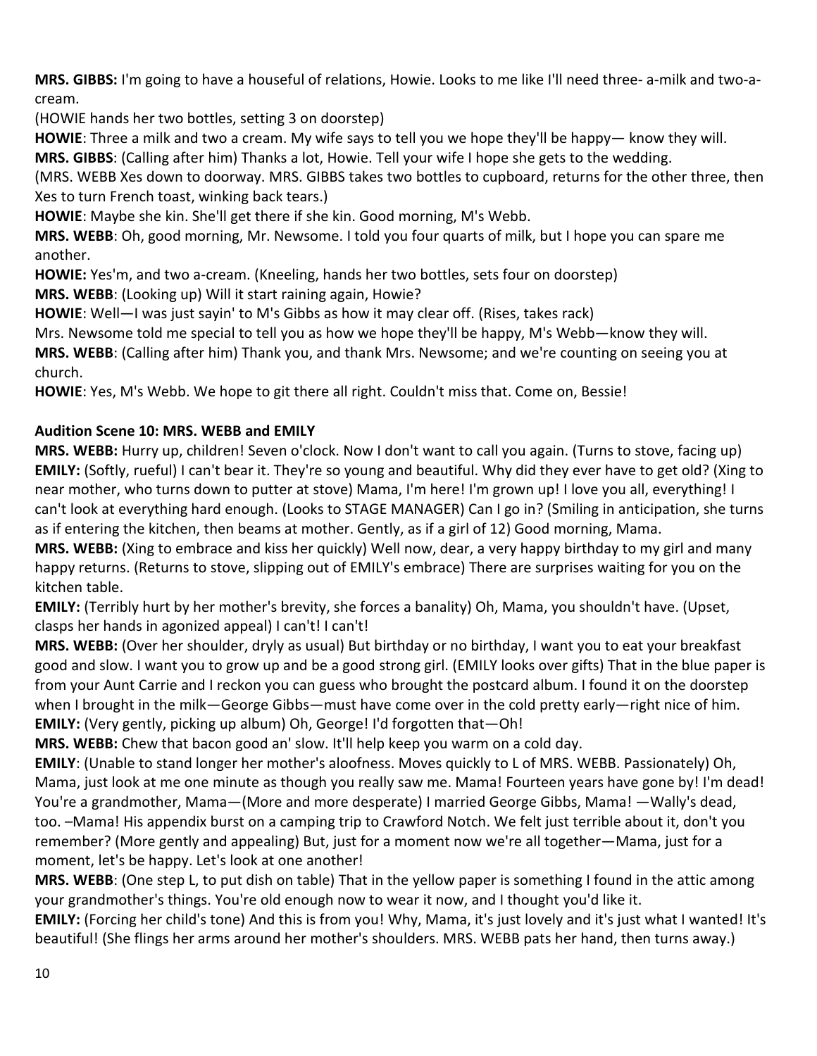**MRS. GIBBS:** I'm going to have a houseful of relations, Howie. Looks to me like I'll need three- a-milk and two-a-cream.

(HOWIE hands her two bottles, setting 3 on doorstep)

**HOWIE**: Three a milk and two a cream. My wife says to tell you we hope they'll be happy— know they will.

**MRS. GIBBS**: (Calling after him) Thanks a lot, Howie. Tell your wife I hope she gets to the wedding.

(MRS. WEBB Xes down to doorway. MRS. GIBBS takes two bottles to cupboard, returns for the other three, then Xes to turn French toast, winking back tears.)

**HOWIE**: Maybe she kin. She'll get there if she kin. Good morning, M's Webb.

**MRS. WEBB**: Oh, good morning, Mr. Newsome. I told you four quarts of milk, but I hope you can spare me another.

**HOWIE:** Yes'm, and two a-cream. (Kneeling, hands her two bottles, sets four on doorstep)

**MRS. WEBB**: (Looking up) Will it start raining again, Howie?

**HOWIE**: Well—I was just sayin' to M's Gibbs as how it may clear off. (Rises, takes rack)

Mrs. Newsome told me special to tell you as how we hope they'll be happy, M's Webb—know they will.

**MRS. WEBB**: (Calling after him) Thank you, and thank Mrs. Newsome; and we're counting on seeing you at church.

**HOWIE**: Yes, M's Webb. We hope to git there all right. Couldn't miss that. Come on, Bessie!

**Audition Scene 10: MRS. WEBB and EMILY**

**MRS. WEBB:** Hurry up, children! Seven o'clock. Now I don't want to call you again. (Turns to stove, facing up)

**EMILY:** (Softly, rueful) I can't bear it. They're so young and beautiful. Why did they ever have to get old? (Xing to near mother, who turns down to putter at stove) Mama, I'm here! I'm grown up! I love you all, everything! I can't look at everything hard enough. (Looks to STAGE MANAGER) Can I go in? (Smiling in anticipation, she turns as if entering the kitchen, then beams at mother. Gently, as if a girl of 12) Good morning, Mama.

**MRS. WEBB:** (Xing to embrace and kiss her quickly) Well now, dear, a very happy birthday to my girl and many happy returns. (Returns to stove, slipping out of EMILY's embrace) There are surprises waiting for you on the kitchen table.

**EMILY:** (Terribly hurt by her mother's brevity, she forces a banality) Oh, Mama, you shouldn't have. (Upset, clasps her hands in agonized appeal) I can't! I can't!

**MRS. WEBB:** (Over her shoulder, dryly as usual) But birthday or no birthday, I want you to eat your breakfast good and slow. I want you to grow up and be a good strong girl. (EMILY looks over gifts) That in the blue paper is from your Aunt Carrie and I reckon you can guess who brought the postcard album. I found it on the doorstep when I brought in the milk—George Gibbs—must have come over in the cold pretty early—right nice of him.

**EMILY:** (Very gently, picking up album) Oh, George! I'd forgotten that—Oh!

**MRS. WEBB:** Chew that bacon good an' slow. It'll help keep you warm on a cold day.

**EMILY**: (Unable to stand longer her mother's aloofness. Moves quickly to L of MRS. WEBB. Passionately) Oh, Mama, just look at me one minute as though you really saw me. Mama! Fourteen years have gone by! I'm dead! You're a grandmother, Mama—(More and more desperate) I married George Gibbs, Mama! —Wally's dead, too. –Mama! His appendix burst on a camping trip to Crawford Notch. We felt just terrible about it, don't you remember? (More gently and appealing) But, just for a moment now we're all together—Mama, just for a moment, let's be happy. Let's look at one another!

**MRS. WEBB**: (One step L, to put dish on table) That in the yellow paper is something I found in the attic among your grandmother's things. You're old enough now to wear it now, and I thought you'd like it.

**EMILY:** (Forcing her child's tone) And this is from you! Why, Mama, it's just lovely and it's just what I wanted! It's beautiful! (She flings her arms around her mother's shoulders. MRS. WEBB pats her hand, then turns away.)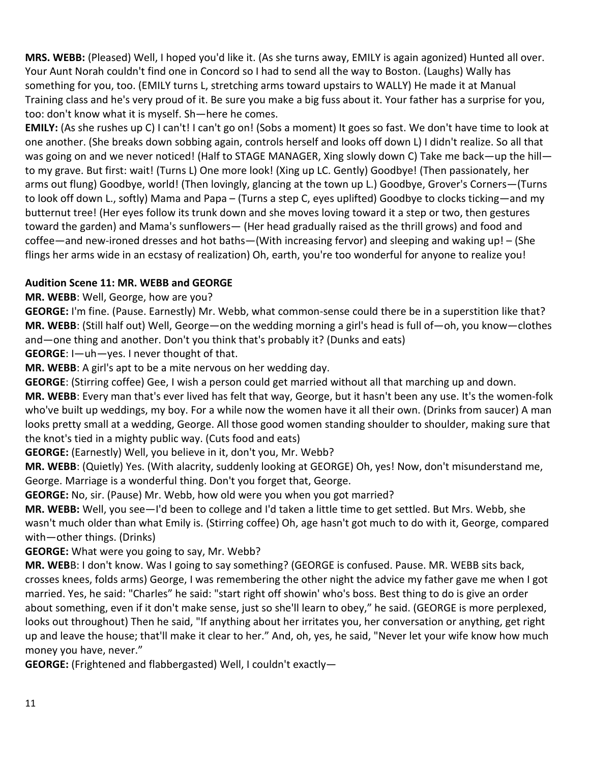**MRS. WEBB:** (Pleased) Well, I hoped you'd like it. (As she turns away, EMILY is again agonized) Hunted all over. Your Aunt Norah couldn't find one in Concord so I had to send all the way to Boston. (Laughs) Wally has something for you, too. (EMILY turns L, stretching arms toward upstairs to WALLY) He made it at Manual Training class and he's very proud of it. Be sure you make a big fuss about it. Your father has a surprise for you, too: don't know what it is myself. Sh—here he comes.

**EMILY:** (As she rushes up C) I can't! I can't go on! (Sobs a moment) It goes so fast. We don't have time to look at one another. (She breaks down sobbing again, controls herself and looks off down L) I didn't realize. So all that was going on and we never noticed! (Half to STAGE MANAGER, Xing slowly down C) Take me back—up the hill—to my grave. But first: wait! (Turns L) One more look! (Xing up LC. Gently) Goodbye! (Then passionately, her arms out flung) Goodbye, world! (Then lovingly, glancing at the town up L.) Goodbye, Grover's Corners—(Turns to look off down L., softly) Mama and Papa – (Turns a step C, eyes uplifted) Goodbye to clocks ticking—and my butternut tree! (Her eyes follow its trunk down and she moves loving toward it a step or two, then gestures toward the garden) and Mama's sunflowers— (Her head gradually raised as the thrill grows) and food and coffee—and new-ironed dresses and hot baths—(With increasing fervor) and sleeping and waking up! – (She flings her arms wide in an ecstasy of realization) Oh, earth, you're too wonderful for anyone to realize you!

**Audition Scene 11: MR. WEBB and GEORGE**

**MR. WEBB**: Well, George, how are you?

**GEORGE:** I'm fine. (Pause. Earnestly) Mr. Webb, what common-sense could there be in a superstition like that?

**MR. WEBB**: (Still half out) Well, George—on the wedding morning a girl's head is full of—oh, you know—clothes and—one thing and another. Don't you think that's probably it? (Dunks and eats)

**GEORGE**: I—uh—yes. I never thought of that.

**MR. WEBB**: A girl's apt to be a mite nervous on her wedding day.

**GEORGE**: (Stirring coffee) Gee, I wish a person could get married without all that marching up and down.

**MR. WEBB**: Every man that's ever lived has felt that way, George, but it hasn't been any use. It's the women-folk who've built up weddings, my boy. For a while now the women have it all their own. (Drinks from saucer) A man looks pretty small at a wedding, George. All those good women standing shoulder to shoulder, making sure that the knot's tied in a mighty public way. (Cuts food and eats)

**GEORGE:** (Earnestly) Well, you believe in it, don't you, Mr. Webb?

**MR. WEBB**: (Quietly) Yes. (With alacrity, suddenly looking at GEORGE) Oh, yes! Now, don't misunderstand me, George. Marriage is a wonderful thing. Don't you forget that, George.

**GEORGE:** No, sir. (Pause) Mr. Webb, how old were you when you got married?

**MR. WEBB:** Well, you see—I'd been to college and I'd taken a little time to get settled. But Mrs. Webb, she wasn't much older than what Emily is. (Stirring coffee) Oh, age hasn't got much to do with it, George, compared with—other things. (Drinks)

**GEORGE:** What were you going to say, Mr. Webb?

**MR. WEBB**: I don't know. Was I going to say something? (GEORGE is confused. Pause. MR. WEBB sits back, crosses knees, folds arms) George, I was remembering the other night the advice my father gave me when I got married. Yes, he said: "Charles" he said: "start right off showin' who's boss. Best thing to do is give an order about something, even if it don't make sense, just so she'll learn to obey," he said. (GEORGE is more perplexed, looks out throughout) Then he said, "If anything about her irritates you, her conversation or anything, get right up and leave the house; that'll make it clear to her." And, oh, yes, he said, "Never let your wife know how much money you have, never."

**GEORGE:** (Frightened and flabbergasted) Well, I couldn't exactly—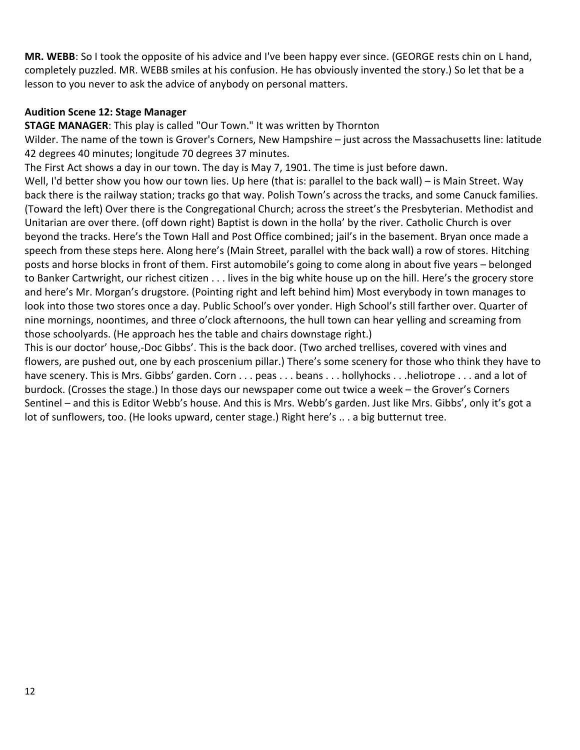**MR. WEBB**: So I took the opposite of his advice and I've been happy ever since. (GEORGE rests chin on L hand, completely puzzled. MR. WEBB smiles at his confusion. He has obviously invented the story.) So let that be a lesson to you never to ask the advice of anybody on personal matters.

**Audition Scene 12: Stage Manager**

**STAGE MANAGER**: This play is called "Our Town." It was written by Thornton Wilder. The name of the town is Grover's Corners, New Hampshire – just across the Massachusetts line: latitude 42 degrees 40 minutes; longitude 70 degrees 37 minutes.

The First Act shows a day in our town. The day is May 7, 1901. The time is just before dawn.

Well, I'd better show you how our town lies. Up here (that is: parallel to the back wall) – is Main Street. Way back there is the railway station; tracks go that way. Polish Town's across the tracks, and some Canuck families. (Toward the left) Over there is the Congregational Church; across the street's the Presbyterian. Methodist and Unitarian are over there. (off down right) Baptist is down in the holla' by the river. Catholic Church is over beyond the tracks. Here's the Town Hall and Post Office combined; jail's in the basement. Bryan once made a speech from these steps here. Along here's (Main Street, parallel with the back wall) a row of stores. Hitching posts and horse blocks in front of them. First automobile's going to come along in about five years – belonged to Banker Cartwright, our richest citizen . . . lives in the big white house up on the hill. Here's the grocery store and here's Mr. Morgan's drugstore. (Pointing right and left behind him) Most everybody in town manages to look into those two stores once a day. Public School's over yonder. High School's still farther over. Quarter of nine mornings, noontimes, and three o'clock afternoons, the hull town can hear yelling and screaming from those schoolyards. (He approach hes the table and chairs downstage right.)

This is our doctor' house,-Doc Gibbs'. This is the back door. (Two arched trellises, covered with vines and flowers, are pushed out, one by each proscenium pillar.) There's some scenery for those who think they have to have scenery. This is Mrs. Gibbs' garden. Corn . . . peas . . . beans . . . hollyhocks . . .heliotrope . . . and a lot of burdock. (Crosses the stage.) In those days our newspaper come out twice a week – the Grover's Corners Sentinel – and this is Editor Webb's house. And this is Mrs. Webb's garden. Just like Mrs. Gibbs', only it's got a lot of sunflowers, too. (He looks upward, center stage.) Right here's .. . a big butternut tree.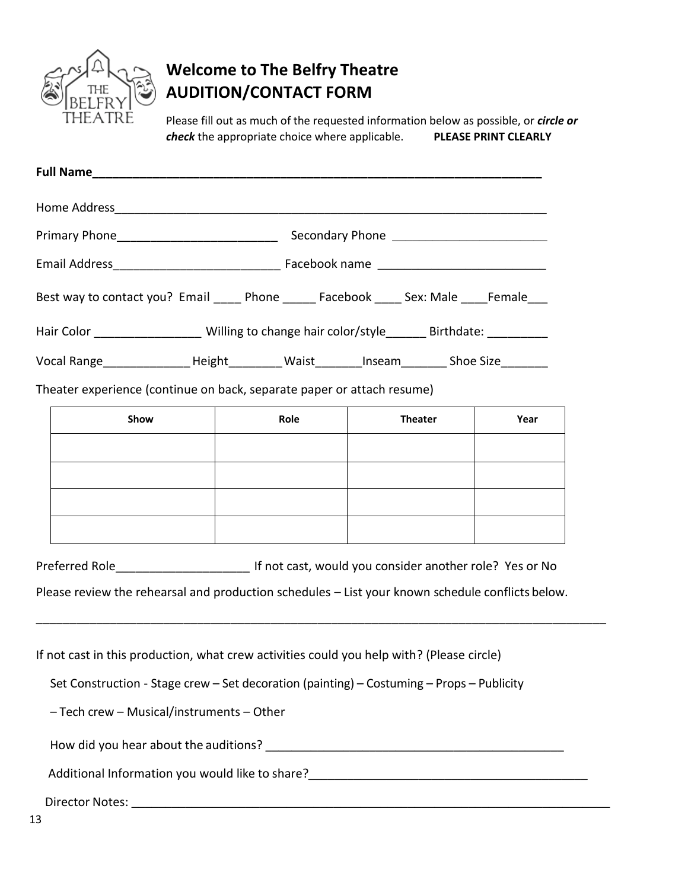# Welcome to The Belfry Theatre
# AUDITION/CONTACT FORM

Please fill out as much of the requested information below as possible, or ***circle or check*** the appropriate choice where applicable. **PLEASE PRINT CLEARLY**

**Full Name_______________________________________________________________________**

Home Address_______________________________________________________________

Primary Phone________________________ Secondary Phone _______________________

Email Address_________________________ Facebook name _________________________

Best way to contact you? Email ____ Phone _____ Facebook ____ Sex: Male ____Female___

Hair Color ________________ Willing to change hair color/style______ Birthdate: _________

Vocal Range_____________ Height________ Waist_______Inseam_______ Shoe Size_______

Theater experience (continue on back, separate paper or attach resume)

| Show | Role | Theater | Year |
|---|---|---|---|
| | | | |
| | | | |
| | | | |
| | | | |

Preferred Role____________________ If not cast, would you consider another role? Yes or No

Please review the rehearsal and production schedules – List your known schedule conflicts below.

_____________________________________________________________________________________

If not cast in this production, what crew activities could you help with? (Please circle)

Set Construction - Stage crew – Set decoration (painting) – Costuming – Props – Publicity

– Tech crew – Musical/instruments – Other

How did you hear about the auditions? ______________________________________________

Additional Information you would like to share?__________________________________________

Director Notes: _____________________________________________________________________________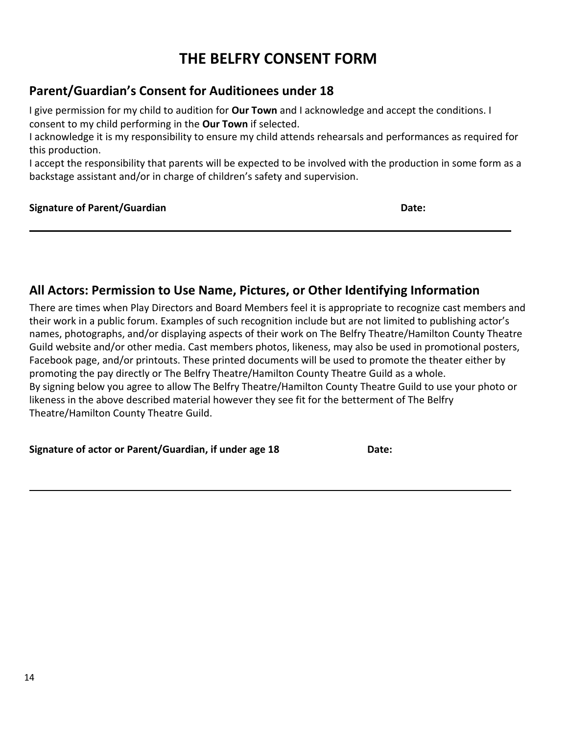# THE BELFRY CONSENT FORM

## Parent/Guardian's Consent for Auditionees under 18

I give permission for my child to audition for **Our Town** and I acknowledge and accept the conditions. I consent to my child performing in the **Our Town** if selected.
I acknowledge it is my responsibility to ensure my child attends rehearsals and performances as required for this production.
I accept the responsibility that parents will be expected to be involved with the production in some form as a backstage assistant and/or in charge of children's safety and supervision.

**Signature of Parent/Guardian** **Date:**

______________________________________________________________________

## All Actors: Permission to Use Name, Pictures, or Other Identifying Information

There are times when Play Directors and Board Members feel it is appropriate to recognize cast members and their work in a public forum. Examples of such recognition include but are not limited to publishing actor's names, photographs, and/or displaying aspects of their work on The Belfry Theatre/Hamilton County Theatre Guild website and/or other media. Cast members photos, likeness, may also be used in promotional posters, Facebook page, and/or printouts. These printed documents will be used to promote the theater either by promoting the pay directly or The Belfry Theatre/Hamilton County Theatre Guild as a whole.
By signing below you agree to allow The Belfry Theatre/Hamilton County Theatre Guild to use your photo or likeness in the above described material however they see fit for the betterment of The Belfry Theatre/Hamilton County Theatre Guild.

**Signature of actor or Parent/Guardian, if under age 18** **Date:**

______________________________________________________________________